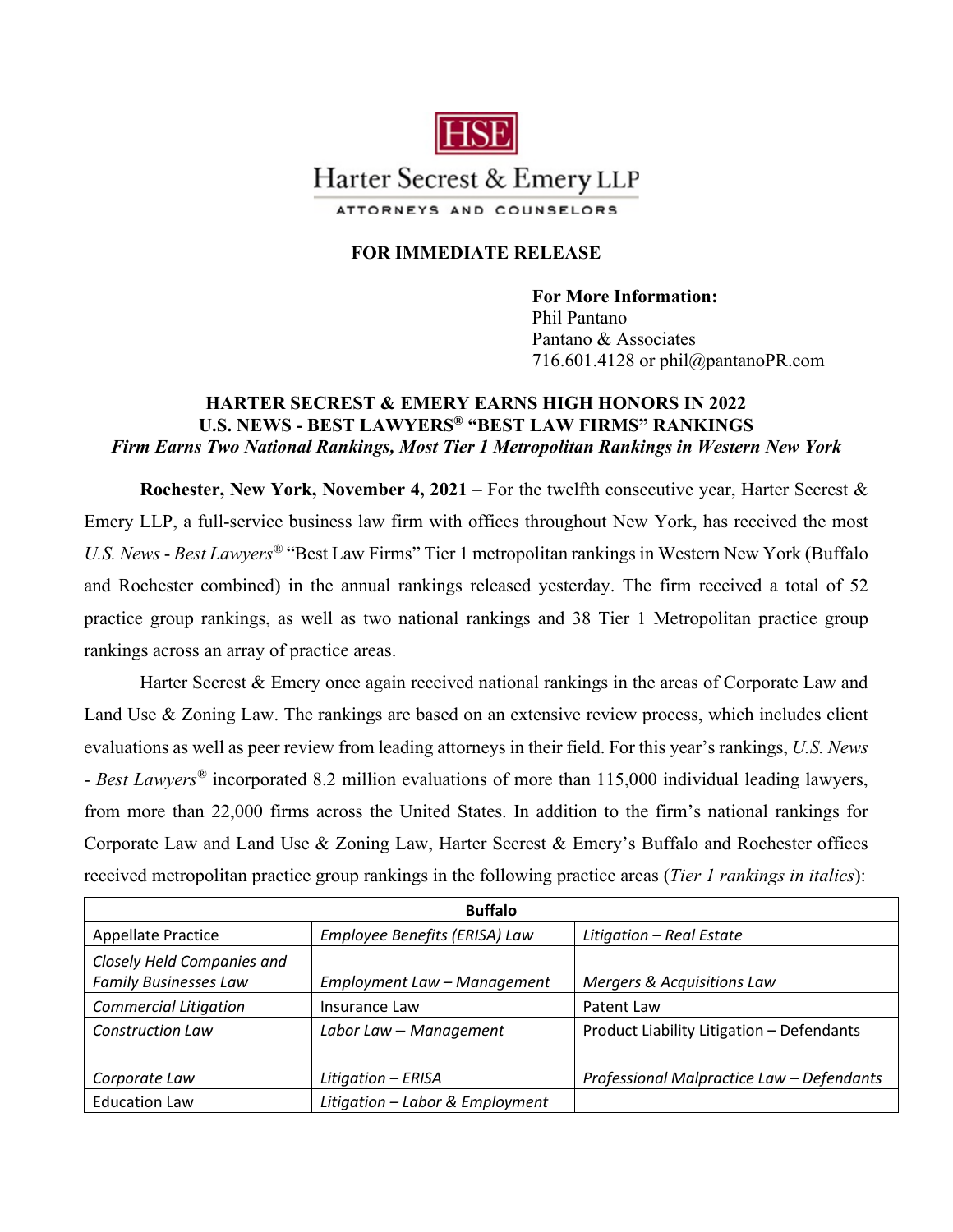HSE

Harter Secrest & Emery LLP

ATTORNEYS AND COUNSELORS

**FOR IMMEDIATE RELEASE**

**For More Information:**
Phil Pantano
Pantano & Associates
716.601.4128 or phil@pantanoPR.com

# HARTER SECREST & EMERY EARNS HIGH HONORS IN 2022 U.S. NEWS - BEST LAWYERS® "BEST LAW FIRMS" RANKINGS

***Firm Earns Two National Rankings, Most Tier 1 Metropolitan Rankings in Western New York***

**Rochester, New York, November 4, 2021** – For the twelfth consecutive year, Harter Secrest & Emery LLP, a full-service business law firm with offices throughout New York, has received the most *U.S. News* - *Best Lawyers*® "Best Law Firms" Tier 1 metropolitan rankings in Western New York (Buffalo and Rochester combined) in the annual rankings released yesterday. The firm received a total of 52 practice group rankings, as well as two national rankings and 38 Tier 1 Metropolitan practice group rankings across an array of practice areas.

Harter Secrest & Emery once again received national rankings in the areas of Corporate Law and Land Use & Zoning Law. The rankings are based on an extensive review process, which includes client evaluations as well as peer review from leading attorneys in their field. For this year's rankings, *U.S. News* - *Best Lawyers*® incorporated 8.2 million evaluations of more than 115,000 individual leading lawyers, from more than 22,000 firms across the United States. In addition to the firm's national rankings for Corporate Law and Land Use & Zoning Law, Harter Secrest & Emery's Buffalo and Rochester offices received metropolitan practice group rankings in the following practice areas (*Tier 1 rankings in italics*):

| **Buffalo** | | |
|---|---|---|
| Appellate Practice | *Employee Benefits (ERISA) Law* | *Litigation – Real Estate* |
| *Closely Held Companies and Family Businesses Law* | *Employment Law – Management* | *Mergers & Acquisitions Law* |
| *Commercial Litigation* | Insurance Law | Patent Law |
| *Construction Law* | *Labor Law – Management* | Product Liability Litigation – Defendants |
| *Corporate Law* | *Litigation – ERISA* | *Professional Malpractice Law – Defendants* |
| Education Law | *Litigation – Labor & Employment* | |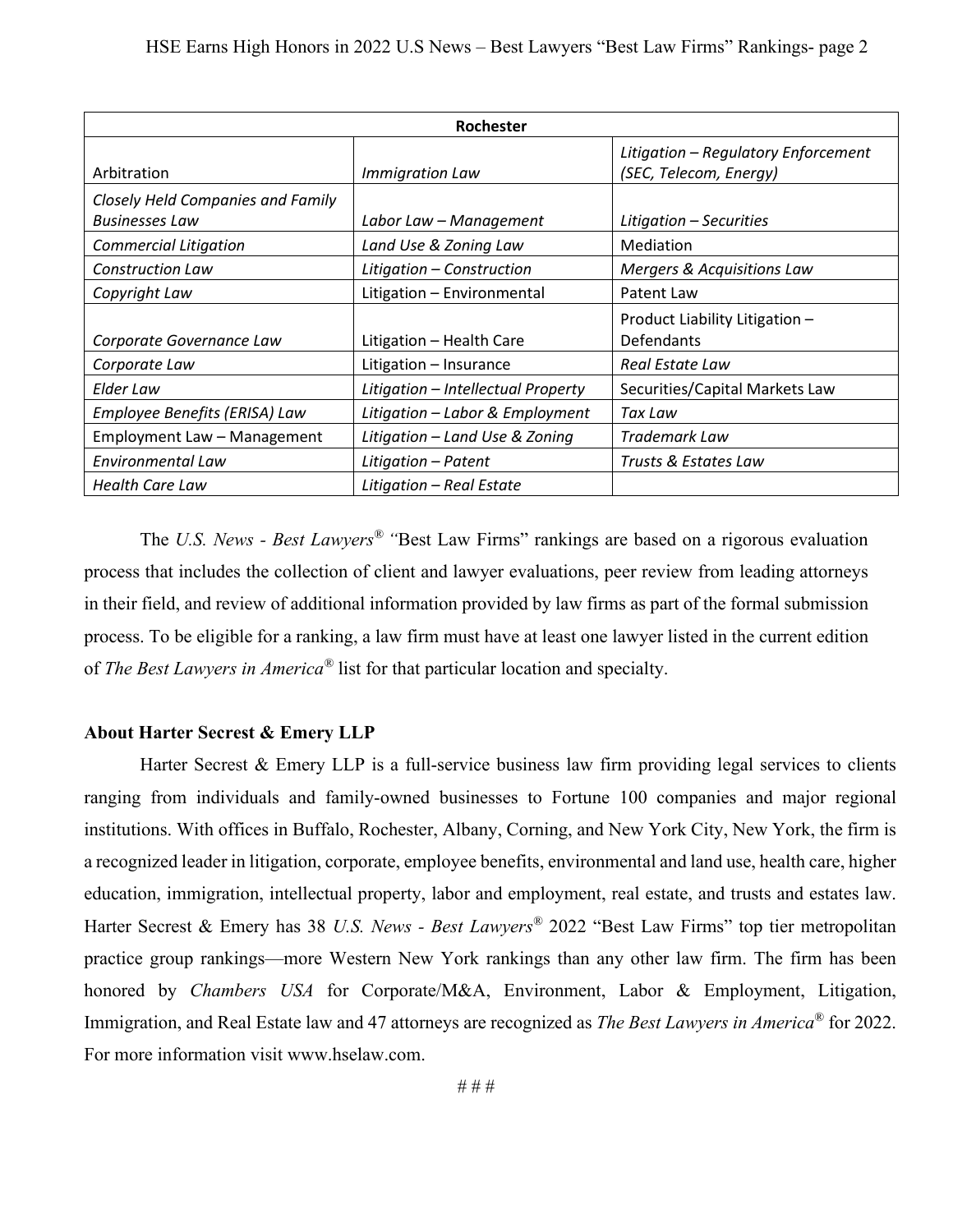| Rochester | | |
|---|---|---|
| Arbitration | *Immigration Law* | *Litigation – Regulatory Enforcement (SEC, Telecom, Energy)* |
| *Closely Held Companies and Family Businesses Law* | *Labor Law – Management* | *Litigation – Securities* |
| *Commercial Litigation* | *Land Use & Zoning Law* | Mediation |
| *Construction Law* | *Litigation – Construction* | *Mergers & Acquisitions Law* |
| *Copyright Law* | Litigation – Environmental | Patent Law |
| *Corporate Governance Law* | Litigation – Health Care | Product Liability Litigation – Defendants |
| *Corporate Law* | Litigation – Insurance | *Real Estate Law* |
| *Elder Law* | *Litigation – Intellectual Property* | Securities/Capital Markets Law |
| *Employee Benefits (ERISA) Law* | *Litigation – Labor & Employment* | *Tax Law* |
| Employment Law – Management | *Litigation – Land Use & Zoning* | *Trademark Law* |
| *Environmental Law* | *Litigation – Patent* | *Trusts & Estates Law* |
| *Health Care Law* | *Litigation – Real Estate* | |

The *U.S. News - Best Lawyers®* "Best Law Firms" rankings are based on a rigorous evaluation process that includes the collection of client and lawyer evaluations, peer review from leading attorneys in their field, and review of additional information provided by law firms as part of the formal submission process. To be eligible for a ranking, a law firm must have at least one lawyer listed in the current edition of *The Best Lawyers in America®* list for that particular location and specialty.

**About Harter Secrest & Emery LLP**

Harter Secrest & Emery LLP is a full-service business law firm providing legal services to clients ranging from individuals and family-owned businesses to Fortune 100 companies and major regional institutions. With offices in Buffalo, Rochester, Albany, Corning, and New York City, New York, the firm is a recognized leader in litigation, corporate, employee benefits, environmental and land use, health care, higher education, immigration, intellectual property, labor and employment, real estate, and trusts and estates law. Harter Secrest & Emery has 38 *U.S. News - Best Lawyers®* 2022 "Best Law Firms" top tier metropolitan practice group rankings—more Western New York rankings than any other law firm. The firm has been honored by *Chambers USA* for Corporate/M&A, Environment, Labor & Employment, Litigation, Immigration, and Real Estate law and 47 attorneys are recognized as *The Best Lawyers in America®* for 2022. For more information visit www.hselaw.com.

# # #